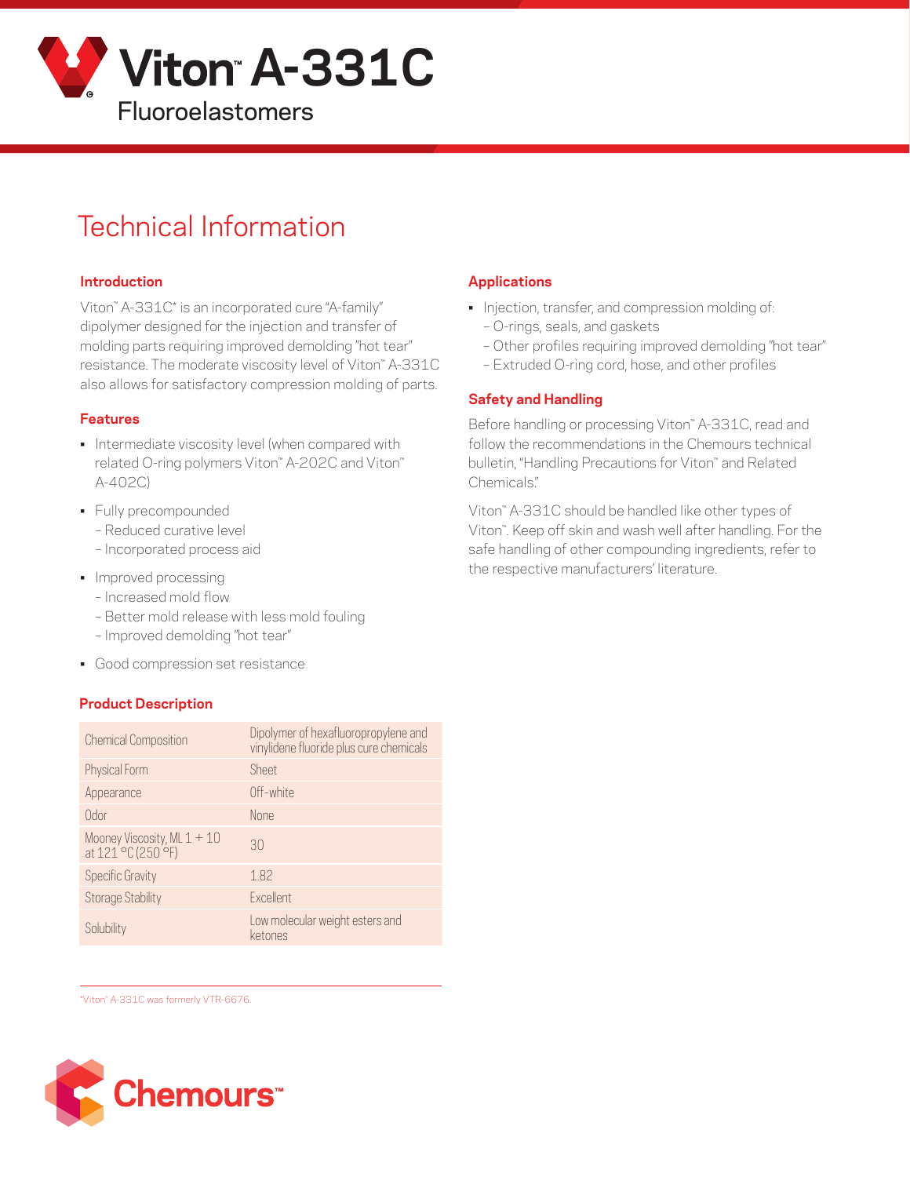# Viton™ A-331C

## Fluoroelastomers

# Technical Information

### Introduction

Viton™ A-331C* is an incorporated cure "A-family" dipolymer designed for the injection and transfer of molding parts requiring improved demolding "hot tear" resistance. The moderate viscosity level of Viton™ A-331C also allows for satisfactory compression molding of parts.

### Features

- Intermediate viscosity level (when compared with related O-ring polymers Viton™ A-202C and Viton™ A-402C)
- Fully precompounded
  - Reduced curative level
  - Incorporated process aid
- Improved processing
  - Increased mold flow
  - Better mold release with less mold fouling
  - Improved demolding "hot tear"
- Good compression set resistance

### Product Description

| | |
|---|---|
| Chemical Composition | Dipolymer of hexafluoropropylene and vinylidene fluoride plus cure chemicals |
| Physical Form | Sheet |
| Appearance | Off-white |
| Odor | None |
| Mooney Viscosity, ML 1 + 10 at 121 °C (250 °F) | 30 |
| Specific Gravity | 1.82 |
| Storage Stability | Excellent |
| Solubility | Low molecular weight esters and ketones |

*Viton™ A-331C was formerly VTR-6676.

### Applications

- Injection, transfer, and compression molding of:
  - O-rings, seals, and gaskets
  - Other profiles requiring improved demolding "hot tear"
  - Extruded O-ring cord, hose, and other profiles

### Safety and Handling

Before handling or processing Viton™ A-331C, read and follow the recommendations in the Chemours technical bulletin, "Handling Precautions for Viton™ and Related Chemicals."

Viton™ A-331C should be handled like other types of Viton™. Keep off skin and wash well after handling. For the safe handling of other compounding ingredients, refer to the respective manufacturers' literature.

Chemours™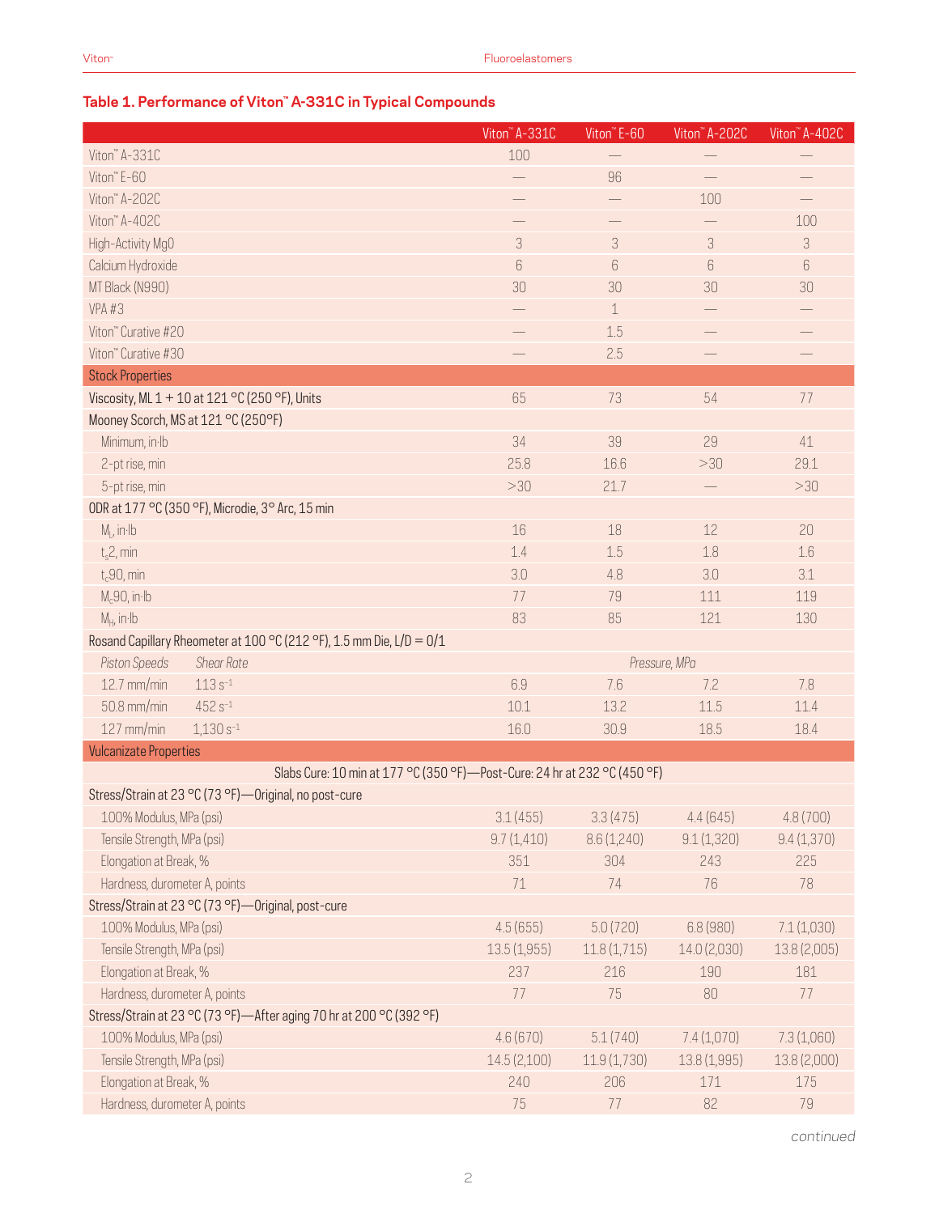## Table 1. Performance of Viton™ A-331C in Typical Compounds

| | Viton™ A-331C | Viton™ E-60 | Viton™ A-202C | Viton™ A-402C |
|---|---|---|---|---|
| Viton™ A-331C | 100 | — | — | — |
| Viton™ E-60 | — | 96 | — | — |
| Viton™ A-202C | — | — | 100 | — |
| Viton™ A-402C | — | — | — | 100 |
| High-Activity MgO | 3 | 3 | 3 | 3 |
| Calcium Hydroxide | 6 | 6 | 6 | 6 |
| MT Black (N990) | 30 | 30 | 30 | 30 |
| VPA #3 | — | 1 | — | — |
| Viton™ Curative #20 | — | 1.5 | — | — |
| Viton™ Curative #30 | — | 2.5 | — | — |
| **Stock Properties** | | | | |
| Viscosity, ML 1 + 10 at 121 °C (250 °F), Units | 65 | 73 | 54 | 77 |
| Mooney Scorch, MS at 121 °C (250°F) | | | | |
| Minimum, in·lb | 34 | 39 | 29 | 41 |
| 2-pt rise, min | 25.8 | 16.6 | >30 | 29.1 |
| 5-pt rise, min | >30 | 21.7 | — | >30 |
| ODR at 177 °C (350 °F), Microdie, 3° Arc, 15 min | | | | |
| $M_L$, in·lb | 16 | 18 | 12 | 20 |
| $t_s2$, min | 1.4 | 1.5 | 1.8 | 1.6 |
| $t_c90$, min | 3.0 | 4.8 | 3.0 | 3.1 |
| $M_c90$, in·lb | 77 | 79 | 111 | 119 |
| $M_H$, in·lb | 83 | 85 | 121 | 130 |
| Rosand Capillary Rheometer at 100 °C (212 °F), 1.5 mm Die, L/D = 0/1 | | | | |
| *Piston Speeds* / *Shear Rate* | *Pressure, MPa* | | | |
| 12.7 mm/min / 113 $s^{-1}$ | 6.9 | 7.6 | 7.2 | 7.8 |
| 50.8 mm/min / 452 $s^{-1}$ | 10.1 | 13.2 | 11.5 | 11.4 |
| 127 mm/min / 1,130 $s^{-1}$ | 16.0 | 30.9 | 18.5 | 18.4 |
| **Vulcanizate Properties** | | | | |
| Slabs Cure: 10 min at 177 °C (350 °F)—Post-Cure: 24 hr at 232 °C (450 °F) | | | | |
| Stress/Strain at 23 °C (73 °F)—Original, no post-cure | | | | |
| 100% Modulus, MPa (psi) | 3.1 (455) | 3.3 (475) | 4.4 (645) | 4.8 (700) |
| Tensile Strength, MPa (psi) | 9.7 (1,410) | 8.6 (1,240) | 9.1 (1,320) | 9.4 (1,370) |
| Elongation at Break, % | 351 | 304 | 243 | 225 |
| Hardness, durometer A, points | 71 | 74 | 76 | 78 |
| Stress/Strain at 23 °C (73 °F)—Original, post-cure | | | | |
| 100% Modulus, MPa (psi) | 4.5 (655) | 5.0 (720) | 6.8 (980) | 7.1 (1,030) |
| Tensile Strength, MPa (psi) | 13.5 (1,955) | 11.8 (1,715) | 14.0 (2,030) | 13.8 (2,005) |
| Elongation at Break, % | 237 | 216 | 190 | 181 |
| Hardness, durometer A, points | 77 | 75 | 80 | 77 |
| Stress/Strain at 23 °C (73 °F)—After aging 70 hr at 200 °C (392 °F) | | | | |
| 100% Modulus, MPa (psi) | 4.6 (670) | 5.1 (740) | 7.4 (1,070) | 7.3 (1,060) |
| Tensile Strength, MPa (psi) | 14.5 (2,100) | 11.9 (1,730) | 13.8 (1,995) | 13.8 (2,000) |
| Elongation at Break, % | 240 | 206 | 171 | 175 |
| Hardness, durometer A, points | 75 | 77 | 82 | 79 |

*continued*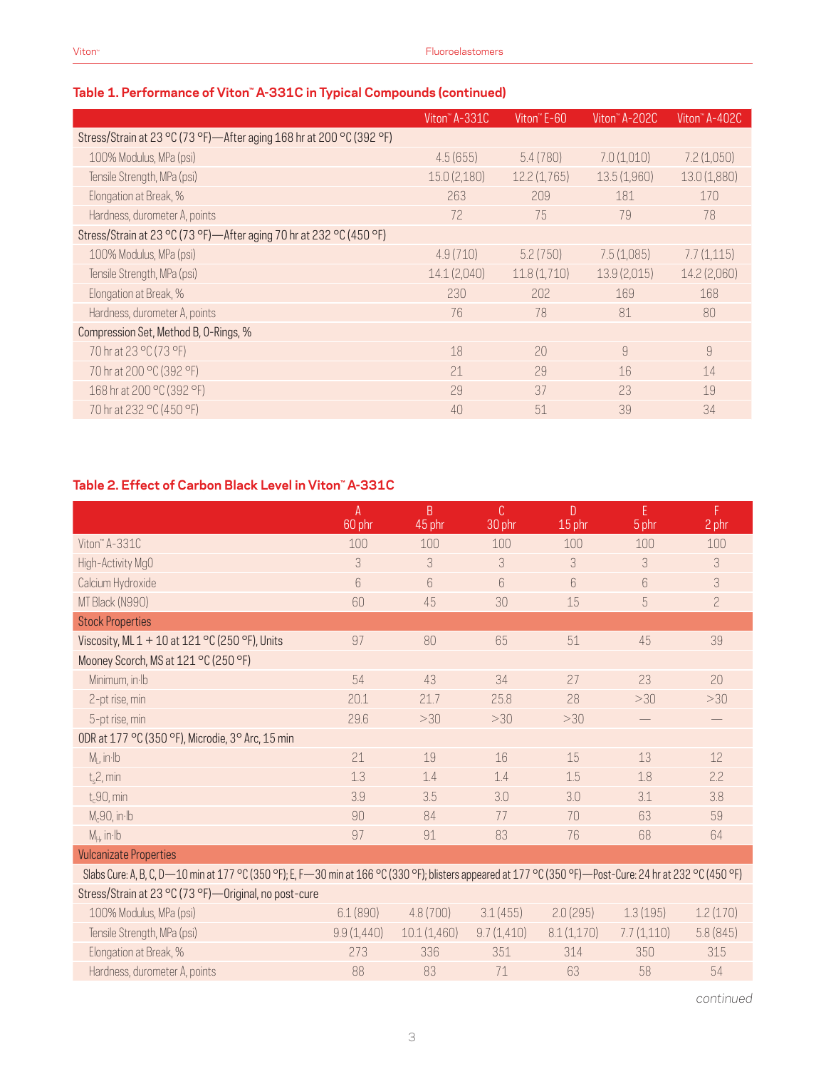### Table 1. Performance of Viton™ A-331C in Typical Compounds (continued)

| | Viton™ A-331C | Viton™ E-60 | Viton™ A-202C | Viton™ A-402C |
|---|---|---|---|---|
| Stress/Strain at 23 °C (73 °F)—After aging 168 hr at 200 °C (392 °F) | | | | |
| 100% Modulus, MPa (psi) | 4.5 (655) | 5.4 (780) | 7.0 (1,010) | 7.2 (1,050) |
| Tensile Strength, MPa (psi) | 15.0 (2,180) | 12.2 (1,765) | 13.5 (1,960) | 13.0 (1,880) |
| Elongation at Break, % | 263 | 209 | 181 | 170 |
| Hardness, durometer A, points | 72 | 75 | 79 | 78 |
| Stress/Strain at 23 °C (73 °F)—After aging 70 hr at 232 °C (450 °F) | | | | |
| 100% Modulus, MPa (psi) | 4.9 (710) | 5.2 (750) | 7.5 (1,085) | 7.7 (1,115) |
| Tensile Strength, MPa (psi) | 14.1 (2,040) | 11.8 (1,710) | 13.9 (2,015) | 14.2 (2,060) |
| Elongation at Break, % | 230 | 202 | 169 | 168 |
| Hardness, durometer A, points | 76 | 78 | 81 | 80 |
| Compression Set, Method B, O-Rings, % | | | | |
| 70 hr at 23 °C (73 °F) | 18 | 20 | 9 | 9 |
| 70 hr at 200 °C (392 °F) | 21 | 29 | 16 | 14 |
| 168 hr at 200 °C (392 °F) | 29 | 37 | 23 | 19 |
| 70 hr at 232 °C (450 °F) | 40 | 51 | 39 | 34 |

### Table 2. Effect of Carbon Black Level in Viton™ A-331C

| | A 60 phr | B 45 phr | C 30 phr | D 15 phr | E 5 phr | F 2 phr |
|---|---|---|---|---|---|---|
| Viton™ A-331C | 100 | 100 | 100 | 100 | 100 | 100 |
| High-Activity MgO | 3 | 3 | 3 | 3 | 3 | 3 |
| Calcium Hydroxide | 6 | 6 | 6 | 6 | 6 | 3 |
| MT Black (N990) | 60 | 45 | 30 | 15 | 5 | 2 |
| **Stock Properties** | | | | | | |
| Viscosity, ML 1 + 10 at 121 °C (250 °F), Units | 97 | 80 | 65 | 51 | 45 | 39 |
| Mooney Scorch, MS at 121 °C (250 °F) | | | | | | |
| Minimum, in·lb | 54 | 43 | 34 | 27 | 23 | 20 |
| 2-pt rise, min | 20.1 | 21.7 | 25.8 | 28 | >30 | >30 |
| 5-pt rise, min | 29.6 | >30 | >30 | >30 | — | — |
| ODR at 177 °C (350 °F), Microdie, 3° Arc, 15 min | | | | | | |
| $M_L$, in·lb | 21 | 19 | 16 | 15 | 13 | 12 |
| $t_s2$, min | 1.3 | 1.4 | 1.4 | 1.5 | 1.8 | 2.2 |
| $t_c90$, min | 3.9 | 3.5 | 3.0 | 3.0 | 3.1 | 3.8 |
| $M_c90$, in·lb | 90 | 84 | 77 | 70 | 63 | 59 |
| $M_H$, in·lb | 97 | 91 | 83 | 76 | 68 | 64 |
| **Vulcanizate Properties** | | | | | | |
| Slabs Cure: A, B, C, D—10 min at 177 °C (350 °F); E, F—30 min at 166 °C (330 °F); blisters appeared at 177 °C (350 °F)—Post-Cure: 24 hr at 232 °C (450 °F) | | | | | | |
| Stress/Strain at 23 °C (73 °F)—Original, no post-cure | | | | | | |
| 100% Modulus, MPa (psi) | 6.1 (890) | 4.8 (700) | 3.1 (455) | 2.0 (295) | 1.3 (195) | 1.2 (170) |
| Tensile Strength, MPa (psi) | 9.9 (1,440) | 10.1 (1,460) | 9.7 (1,410) | 8.1 (1,170) | 7.7 (1,110) | 5.8 (845) |
| Elongation at Break, % | 273 | 336 | 351 | 314 | 350 | 315 |
| Hardness, durometer A, points | 88 | 83 | 71 | 63 | 58 | 54 |

*continued*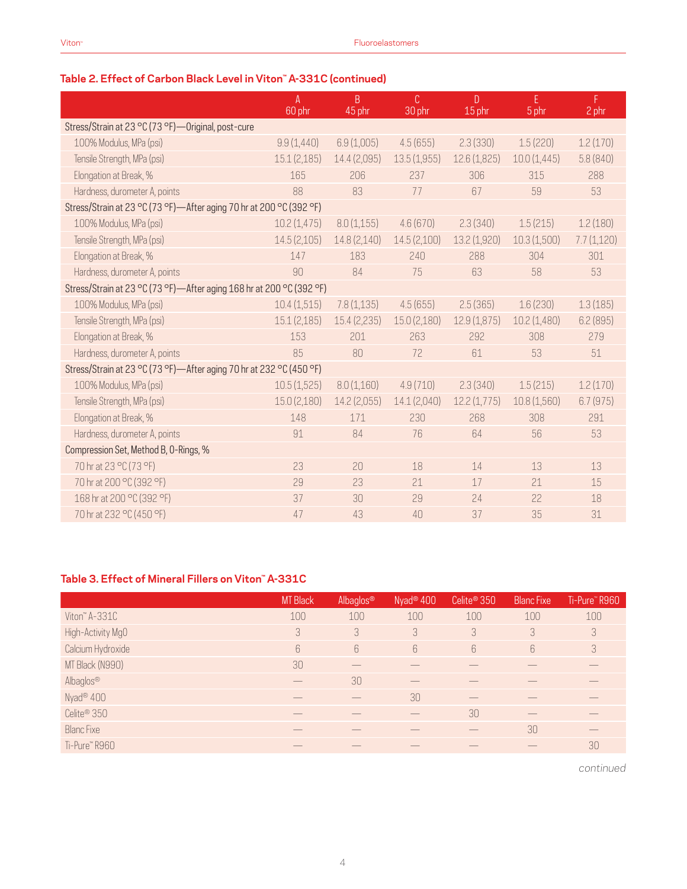### Table 2. Effect of Carbon Black Level in Viton™ A-331C (continued)

| | A<br>60 phr | B<br>45 phr | C<br>30 phr | D<br>15 phr | E<br>5 phr | F<br>2 phr |
|---|---|---|---|---|---|---|
| Stress/Strain at 23 °C (73 °F)—Original, post-cure | | | | | | |
| 100% Modulus, MPa (psi) | 9.9 (1,440) | 6.9 (1,005) | 4.5 (655) | 2.3 (330) | 1.5 (220) | 1.2 (170) |
| Tensile Strength, MPa (psi) | 15.1 (2,185) | 14.4 (2,095) | 13.5 (1,955) | 12.6 (1,825) | 10.0 (1,445) | 5.8 (840) |
| Elongation at Break, % | 165 | 206 | 237 | 306 | 315 | 288 |
| Hardness, durometer A, points | 88 | 83 | 77 | 67 | 59 | 53 |
| Stress/Strain at 23 °C (73 °F)—After aging 70 hr at 200 °C (392 °F) | | | | | | |
| 100% Modulus, MPa (psi) | 10.2 (1,475) | 8.0 (1,155) | 4.6 (670) | 2.3 (340) | 1.5 (215) | 1.2 (180) |
| Tensile Strength, MPa (psi) | 14.5 (2,105) | 14.8 (2,140) | 14.5 (2,100) | 13.2 (1,920) | 10.3 (1,500) | 7.7 (1,120) |
| Elongation at Break, % | 147 | 183 | 240 | 288 | 304 | 301 |
| Hardness, durometer A, points | 90 | 84 | 75 | 63 | 58 | 53 |
| Stress/Strain at 23 °C (73 °F)—After aging 168 hr at 200 °C (392 °F) | | | | | | |
| 100% Modulus, MPa (psi) | 10.4 (1,515) | 7.8 (1,135) | 4.5 (655) | 2.5 (365) | 1.6 (230) | 1.3 (185) |
| Tensile Strength, MPa (psi) | 15.1 (2,185) | 15.4 (2,235) | 15.0 (2,180) | 12.9 (1,875) | 10.2 (1,480) | 6.2 (895) |
| Elongation at Break, % | 153 | 201 | 263 | 292 | 308 | 279 |
| Hardness, durometer A, points | 85 | 80 | 72 | 61 | 53 | 51 |
| Stress/Strain at 23 °C (73 °F)—After aging 70 hr at 232 °C (450 °F) | | | | | | |
| 100% Modulus, MPa (psi) | 10.5 (1,525) | 8.0 (1,160) | 4.9 (710) | 2.3 (340) | 1.5 (215) | 1.2 (170) |
| Tensile Strength, MPa (psi) | 15.0 (2,180) | 14.2 (2,055) | 14.1 (2,040) | 12.2 (1,775) | 10.8 (1,560) | 6.7 (975) |
| Elongation at Break, % | 148 | 171 | 230 | 268 | 308 | 291 |
| Hardness, durometer A, points | 91 | 84 | 76 | 64 | 56 | 53 |
| Compression Set, Method B, O-Rings, % | | | | | | |
| 70 hr at 23 °C (73 °F) | 23 | 20 | 18 | 14 | 13 | 13 |
| 70 hr at 200 °C (392 °F) | 29 | 23 | 21 | 17 | 21 | 15 |
| 168 hr at 200 °C (392 °F) | 37 | 30 | 29 | 24 | 22 | 18 |
| 70 hr at 232 °C (450 °F) | 47 | 43 | 40 | 37 | 35 | 31 |

### Table 3. Effect of Mineral Fillers on Viton™ A-331C

| | MT Black | Albaglos® | Nyad® 400 | Celite® 350 | Blanc Fixe | Ti-Pure™ R960 |
|---|---|---|---|---|---|---|
| Viton™ A-331C | 100 | 100 | 100 | 100 | 100 | 100 |
| High-Activity MgO | 3 | 3 | 3 | 3 | 3 | 3 |
| Calcium Hydroxide | 6 | 6 | 6 | 6 | 6 | 3 |
| MT Black (N990) | 30 | — | — | — | — | — |
| Albaglos® | — | 30 | — | — | — | — |
| Nyad® 400 | — | — | 30 | — | — | — |
| Celite® 350 | — | — | — | 30 | — | — |
| Blanc Fixe | — | — | — | — | 30 | — |
| Ti-Pure™ R960 | — | — | — | — | — | 30 |

*continued*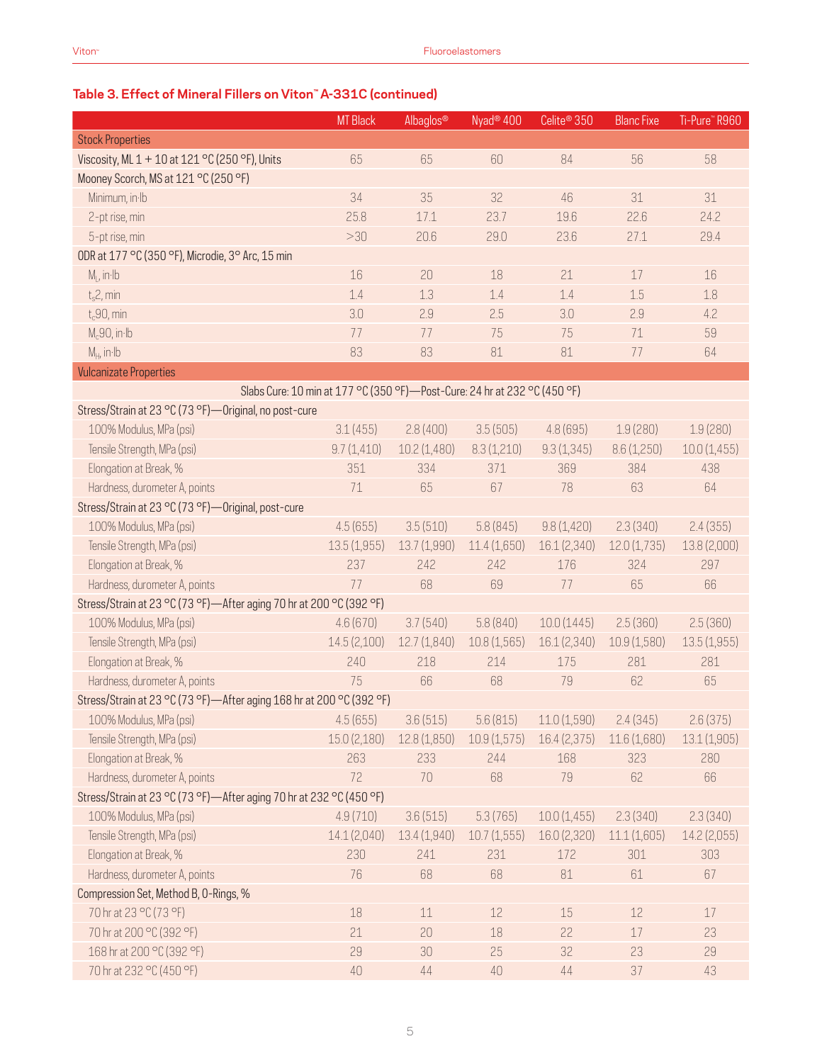## Table 3. Effect of Mineral Fillers on Viton™ A-331C (continued)

| | MT Black | Albaglos® | Nyad® 400 | Celite® 350 | Blanc Fixe | Ti-Pure™ R960 |
|---|---|---|---|---|---|---|
| **Stock Properties** | | | | | | |
| Viscosity, ML 1 + 10 at 121 °C (250 °F), Units | 65 | 65 | 60 | 84 | 56 | 58 |
| Mooney Scorch, MS at 121 °C (250 °F) | | | | | | |
| Minimum, in·lb | 34 | 35 | 32 | 46 | 31 | 31 |
| 2-pt rise, min | 25.8 | 17.1 | 23.7 | 19.6 | 22.6 | 24.2 |
| 5-pt rise, min | >30 | 20.6 | 29.0 | 23.6 | 27.1 | 29.4 |
| ODR at 177 °C (350 °F), Microdie, 3° Arc, 15 min | | | | | | |
| $M_L$, in·lb | 16 | 20 | 18 | 21 | 17 | 16 |
| $t_s2$, min | 1.4 | 1.3 | 1.4 | 1.4 | 1.5 | 1.8 |
| $t_c90$, min | 3.0 | 2.9 | 2.5 | 3.0 | 2.9 | 4.2 |
| $M_c90$, in·lb | 77 | 77 | 75 | 75 | 71 | 59 |
| $M_H$, in·lb | 83 | 83 | 81 | 81 | 77 | 64 |
| **Vulcanizate Properties** | | | | | | |
| Slabs Cure: 10 min at 177 °C (350 °F)—Post-Cure: 24 hr at 232 °C (450 °F) | | | | | | |
| Stress/Strain at 23 °C (73 °F)—Original, no post-cure | | | | | | |
| 100% Modulus, MPa (psi) | 3.1 (455) | 2.8 (400) | 3.5 (505) | 4.8 (695) | 1.9 (280) | 1.9 (280) |
| Tensile Strength, MPa (psi) | 9.7 (1,410) | 10.2 (1,480) | 8.3 (1,210) | 9.3 (1,345) | 8.6 (1,250) | 10.0 (1,455) |
| Elongation at Break, % | 351 | 334 | 371 | 369 | 384 | 438 |
| Hardness, durometer A, points | 71 | 65 | 67 | 78 | 63 | 64 |
| Stress/Strain at 23 °C (73 °F)—Original, post-cure | | | | | | |
| 100% Modulus, MPa (psi) | 4.5 (655) | 3.5 (510) | 5.8 (845) | 9.8 (1,420) | 2.3 (340) | 2.4 (355) |
| Tensile Strength, MPa (psi) | 13.5 (1,955) | 13.7 (1,990) | 11.4 (1,650) | 16.1 (2,340) | 12.0 (1,735) | 13.8 (2,000) |
| Elongation at Break, % | 237 | 242 | 242 | 176 | 324 | 297 |
| Hardness, durometer A, points | 77 | 68 | 69 | 77 | 65 | 66 |
| Stress/Strain at 23 °C (73 °F)—After aging 70 hr at 200 °C (392 °F) | | | | | | |
| 100% Modulus, MPa (psi) | 4.6 (670) | 3.7 (540) | 5.8 (840) | 10.0 (1445) | 2.5 (360) | 2.5 (360) |
| Tensile Strength, MPa (psi) | 14.5 (2,100) | 12.7 (1,840) | 10.8 (1,565) | 16.1 (2,340) | 10.9 (1,580) | 13.5 (1,955) |
| Elongation at Break, % | 240 | 218 | 214 | 175 | 281 | 281 |
| Hardness, durometer A, points | 75 | 66 | 68 | 79 | 62 | 65 |
| Stress/Strain at 23 °C (73 °F)—After aging 168 hr at 200 °C (392 °F) | | | | | | |
| 100% Modulus, MPa (psi) | 4.5 (655) | 3.6 (515) | 5.6 (815) | 11.0 (1,590) | 2.4 (345) | 2.6 (375) |
| Tensile Strength, MPa (psi) | 15.0 (2,180) | 12.8 (1,850) | 10.9 (1,575) | 16.4 (2,375) | 11.6 (1,680) | 13.1 (1,905) |
| Elongation at Break, % | 263 | 233 | 244 | 168 | 323 | 280 |
| Hardness, durometer A, points | 72 | 70 | 68 | 79 | 62 | 66 |
| Stress/Strain at 23 °C (73 °F)—After aging 70 hr at 232 °C (450 °F) | | | | | | |
| 100% Modulus, MPa (psi) | 4.9 (710) | 3.6 (515) | 5.3 (765) | 10.0 (1,455) | 2.3 (340) | 2.3 (340) |
| Tensile Strength, MPa (psi) | 14.1 (2,040) | 13.4 (1,940) | 10.7 (1,555) | 16.0 (2,320) | 11.1 (1,605) | 14.2 (2,055) |
| Elongation at Break, % | 230 | 241 | 231 | 172 | 301 | 303 |
| Hardness, durometer A, points | 76 | 68 | 68 | 81 | 61 | 67 |
| Compression Set, Method B, O-Rings, % | | | | | | |
| 70 hr at 23 °C (73 °F) | 18 | 11 | 12 | 15 | 12 | 17 |
| 70 hr at 200 °C (392 °F) | 21 | 20 | 18 | 22 | 17 | 23 |
| 168 hr at 200 °C (392 °F) | 29 | 30 | 25 | 32 | 23 | 29 |
| 70 hr at 232 °C (450 °F) | 40 | 44 | 40 | 44 | 37 | 43 |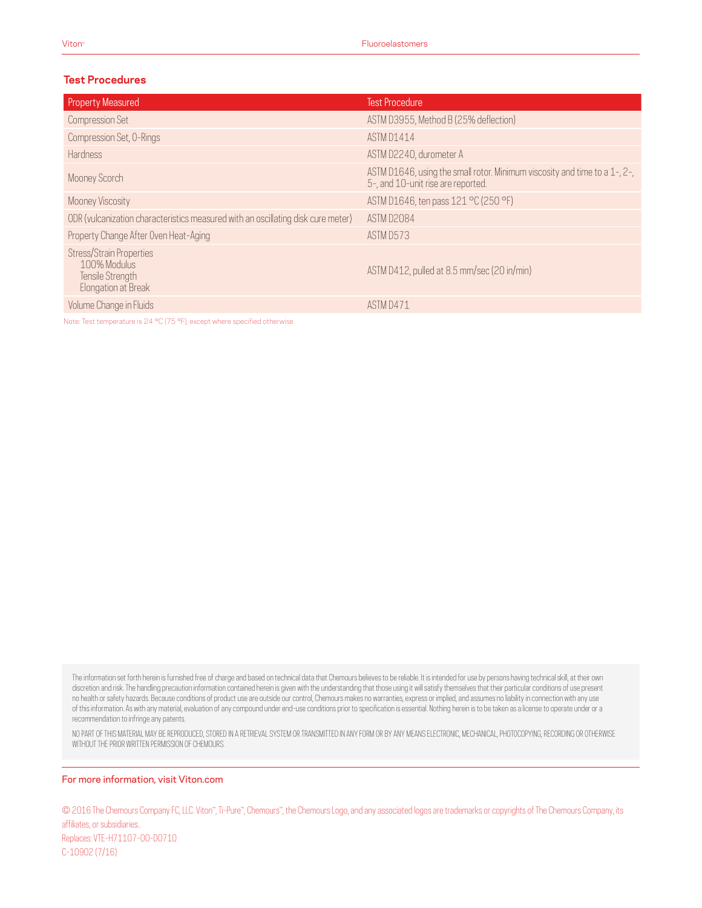## Test Procedures

| Property Measured | Test Procedure |
|---|---|
| Compression Set | ASTM D3955, Method B (25% deflection) |
| Compression Set, O-Rings | ASTM D1414 |
| Hardness | ASTM D2240, durometer A |
| Mooney Scorch | ASTM D1646, using the small rotor. Minimum viscosity and time to a 1-, 2-, 5-, and 10-unit rise are reported. |
| Mooney Viscosity | ASTM D1646, ten pass 121 °C (250 °F) |
| ODR (vulcanization characteristics measured with an oscillating disk cure meter) | ASTM D2084 |
| Property Change After Oven Heat-Aging | ASTM D573 |
| Stress/Strain Properties<br>100% Modulus<br>Tensile Strength<br>Elongation at Break | ASTM D412, pulled at 8.5 mm/sec (20 in/min) |
| Volume Change in Fluids | ASTM D471 |

Note: Test temperature is 24 °C (75 °F), except where specified otherwise.

The information set forth herein is furnished free of charge and based on technical data that Chemours believes to be reliable. It is intended for use by persons having technical skill, at their own discretion and risk. The handling precaution information contained herein is given with the understanding that those using it will satisfy themselves that their particular conditions of use present no health or safety hazards. Because conditions of product use are outside our control, Chemours makes no warranties, express or implied, and assumes no liability in connection with any use of this information. As with any material, evaluation of any compound under end-use conditions prior to specification is essential. Nothing herein is to be taken as a license to operate under or a recommendation to infringe any patents.

NO PART OF THIS MATERIAL MAY BE REPRODUCED, STORED IN A RETRIEVAL SYSTEM OR TRANSMITTED IN ANY FORM OR BY ANY MEANS ELECTRONIC, MECHANICAL, PHOTOCOPYING, RECORDING OR OTHERWISE WITHOUT THE PRIOR WRITTEN PERMISSION OF CHEMOURS.

For more information, visit Viton.com

© 2016 The Chemours Company FC, LLC. Viton™, Ti-Pure™, Chemours™, the Chemours Logo, and any associated logos are trademarks or copyrights of The Chemours Company, its affiliates, or subsidiaries..
Replaces: VTE-H71107-00-D0710
C-10902 (7/16)